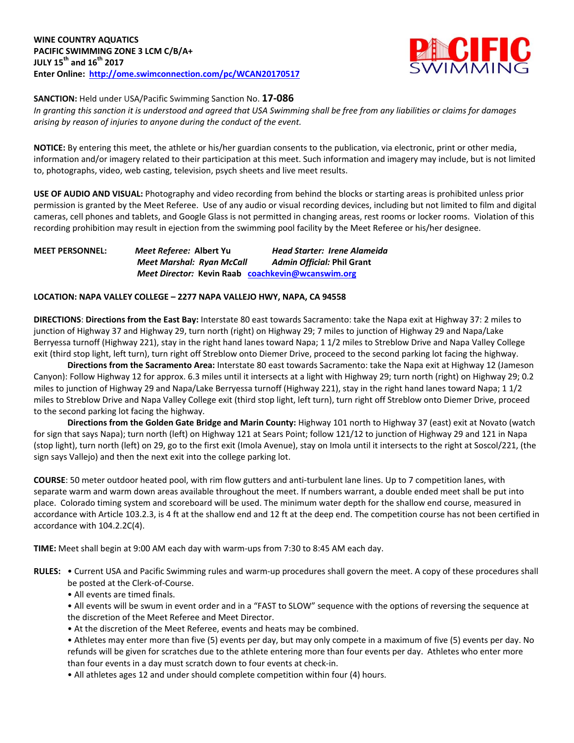**WINE COUNTRY AQUATICS**
**PACIFIC SWIMMING ZONE 3 LCM C/B/A+**
**JULY 15th and 16th 2017**
**Enter Online: http://ome.swimconnection.com/pc/WCAN20170517**

**SANCTION:** Held under USA/Pacific Swimming Sanction No. **17-086**
*In granting this sanction it is understood and agreed that USA Swimming shall be free from any liabilities or claims for damages arising by reason of injuries to anyone during the conduct of the event.*

**NOTICE:** By entering this meet, the athlete or his/her guardian consents to the publication, via electronic, print or other media, information and/or imagery related to their participation at this meet. Such information and imagery may include, but is not limited to, photographs, video, web casting, television, psych sheets and live meet results.

**USE OF AUDIO AND VISUAL:** Photography and video recording from behind the blocks or starting areas is prohibited unless prior permission is granted by the Meet Referee. Use of any audio or visual recording devices, including but not limited to film and digital cameras, cell phones and tablets, and Google Glass is not permitted in changing areas, rest rooms or locker rooms. Violation of this recording prohibition may result in ejection from the swimming pool facility by the Meet Referee or his/her designee.

**MEET PERSONNEL:** *Meet Referee:* **Albert Yu** *Head Starter: Irene Alameida*
*Meet Marshal: Ryan McCall* *Admin Official:* **Phil Grant**
*Meet Director:* **Kevin Raab** **coachkevin@wcanswim.org**

**LOCATION: NAPA VALLEY COLLEGE – 2277 NAPA VALLEJO HWY, NAPA, CA 94558**

**DIRECTIONS**: **Directions from the East Bay:** Interstate 80 east towards Sacramento: take the Napa exit at Highway 37: 2 miles to junction of Highway 37 and Highway 29, turn north (right) on Highway 29; 7 miles to junction of Highway 29 and Napa/Lake Berryessa turnoff (Highway 221), stay in the right hand lanes toward Napa; 1 1/2 miles to Streblow Drive and Napa Valley College exit (third stop light, left turn), turn right off Streblow onto Diemer Drive, proceed to the second parking lot facing the highway.

**Directions from the Sacramento Area:** Interstate 80 east towards Sacramento: take the Napa exit at Highway 12 (Jameson Canyon): Follow Highway 12 for approx. 6.3 miles until it intersects at a light with Highway 29; turn north (right) on Highway 29; 0.2 miles to junction of Highway 29 and Napa/Lake Berryessa turnoff (Highway 221), stay in the right hand lanes toward Napa; 1 1/2 miles to Streblow Drive and Napa Valley College exit (third stop light, left turn), turn right off Streblow onto Diemer Drive, proceed to the second parking lot facing the highway.

**Directions from the Golden Gate Bridge and Marin County:** Highway 101 north to Highway 37 (east) exit at Novato (watch for sign that says Napa); turn north (left) on Highway 121 at Sears Point; follow 121/12 to junction of Highway 29 and 121 in Napa (stop light), turn north (left) on 29, go to the first exit (Imola Avenue), stay on Imola until it intersects to the right at Soscol/221, (the sign says Vallejo) and then the next exit into the college parking lot.

**COURSE**: 50 meter outdoor heated pool, with rim flow gutters and anti-turbulent lane lines. Up to 7 competition lanes, with separate warm and warm down areas available throughout the meet. If numbers warrant, a double ended meet shall be put into place. Colorado timing system and scoreboard will be used. The minimum water depth for the shallow end course, measured in accordance with Article 103.2.3, is 4 ft at the shallow end and 12 ft at the deep end. The competition course has not been certified in accordance with 104.2.2C(4).

**TIME:** Meet shall begin at 9:00 AM each day with warm-ups from 7:30 to 8:45 AM each day.

**RULES:**
- Current USA and Pacific Swimming rules and warm-up procedures shall govern the meet. A copy of these procedures shall be posted at the Clerk-of-Course.
- All events are timed finals.
- All events will be swum in event order and in a "FAST to SLOW" sequence with the options of reversing the sequence at the discretion of the Meet Referee and Meet Director.
- At the discretion of the Meet Referee, events and heats may be combined.
- Athletes may enter more than five (5) events per day, but may only compete in a maximum of five (5) events per day. No refunds will be given for scratches due to the athlete entering more than four events per day. Athletes who enter more than four events in a day must scratch down to four events at check-in.
- All athletes ages 12 and under should complete competition within four (4) hours.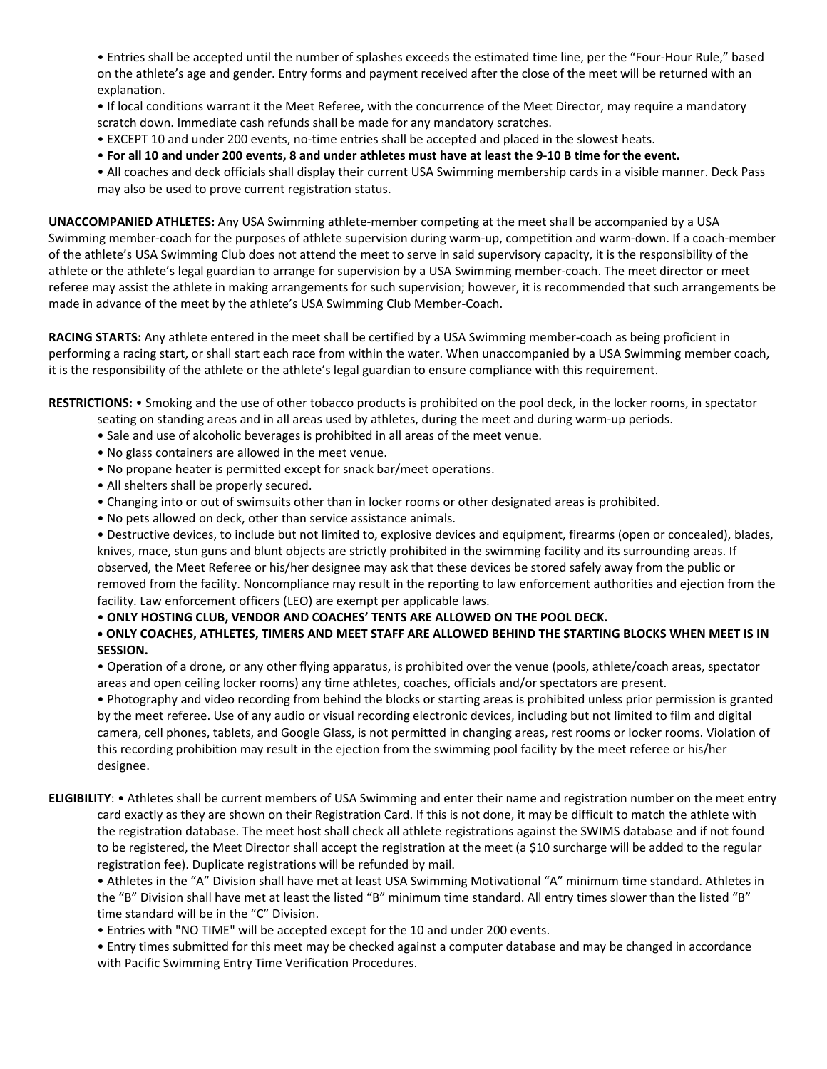- Entries shall be accepted until the number of splashes exceeds the estimated time line, per the "Four-Hour Rule," based on the athlete's age and gender. Entry forms and payment received after the close of the meet will be returned with an explanation.
- If local conditions warrant it the Meet Referee, with the concurrence of the Meet Director, may require a mandatory scratch down. Immediate cash refunds shall be made for any mandatory scratches.
- EXCEPT 10 and under 200 events, no-time entries shall be accepted and placed in the slowest heats.
- **For all 10 and under 200 events, 8 and under athletes must have at least the 9-10 B time for the event.**
- All coaches and deck officials shall display their current USA Swimming membership cards in a visible manner. Deck Pass may also be used to prove current registration status.

**UNACCOMPANIED ATHLETES:** Any USA Swimming athlete-member competing at the meet shall be accompanied by a USA Swimming member-coach for the purposes of athlete supervision during warm-up, competition and warm-down. If a coach-member of the athlete's USA Swimming Club does not attend the meet to serve in said supervisory capacity, it is the responsibility of the athlete or the athlete's legal guardian to arrange for supervision by a USA Swimming member-coach. The meet director or meet referee may assist the athlete in making arrangements for such supervision; however, it is recommended that such arrangements be made in advance of the meet by the athlete's USA Swimming Club Member-Coach.

**RACING STARTS:** Any athlete entered in the meet shall be certified by a USA Swimming member-coach as being proficient in performing a racing start, or shall start each race from within the water. When unaccompanied by a USA Swimming member coach, it is the responsibility of the athlete or the athlete's legal guardian to ensure compliance with this requirement.

**RESTRICTIONS:**
- Smoking and the use of other tobacco products is prohibited on the pool deck, in the locker rooms, in spectator seating on standing areas and in all areas used by athletes, during the meet and during warm-up periods.
- Sale and use of alcoholic beverages is prohibited in all areas of the meet venue.
- No glass containers are allowed in the meet venue.
- No propane heater is permitted except for snack bar/meet operations.
- All shelters shall be properly secured.
- Changing into or out of swimsuits other than in locker rooms or other designated areas is prohibited.
- No pets allowed on deck, other than service assistance animals.
- Destructive devices, to include but not limited to, explosive devices and equipment, firearms (open or concealed), blades, knives, mace, stun guns and blunt objects are strictly prohibited in the swimming facility and its surrounding areas. If observed, the Meet Referee or his/her designee may ask that these devices be stored safely away from the public or removed from the facility. Noncompliance may result in the reporting to law enforcement authorities and ejection from the facility. Law enforcement officers (LEO) are exempt per applicable laws.
- **ONLY HOSTING CLUB, VENDOR AND COACHES' TENTS ARE ALLOWED ON THE POOL DECK.**
- **ONLY COACHES, ATHLETES, TIMERS AND MEET STAFF ARE ALLOWED BEHIND THE STARTING BLOCKS WHEN MEET IS IN SESSION.**
- Operation of a drone, or any other flying apparatus, is prohibited over the venue (pools, athlete/coach areas, spectator areas and open ceiling locker rooms) any time athletes, coaches, officials and/or spectators are present.
- Photography and video recording from behind the blocks or starting areas is prohibited unless prior permission is granted by the meet referee. Use of any audio or visual recording electronic devices, including but not limited to film and digital camera, cell phones, tablets, and Google Glass, is not permitted in changing areas, rest rooms or locker rooms. Violation of this recording prohibition may result in the ejection from the swimming pool facility by the meet referee or his/her designee.

**ELIGIBILITY**:
- Athletes shall be current members of USA Swimming and enter their name and registration number on the meet entry card exactly as they are shown on their Registration Card. If this is not done, it may be difficult to match the athlete with the registration database. The meet host shall check all athlete registrations against the SWIMS database and if not found to be registered, the Meet Director shall accept the registration at the meet (a $10 surcharge will be added to the regular registration fee). Duplicate registrations will be refunded by mail.
- Athletes in the "A" Division shall have met at least USA Swimming Motivational "A" minimum time standard. Athletes in the "B" Division shall have met at least the listed "B" minimum time standard. All entry times slower than the listed "B" time standard will be in the "C" Division.
- Entries with "NO TIME" will be accepted except for the 10 and under 200 events.
- Entry times submitted for this meet may be checked against a computer database and may be changed in accordance with Pacific Swimming Entry Time Verification Procedures.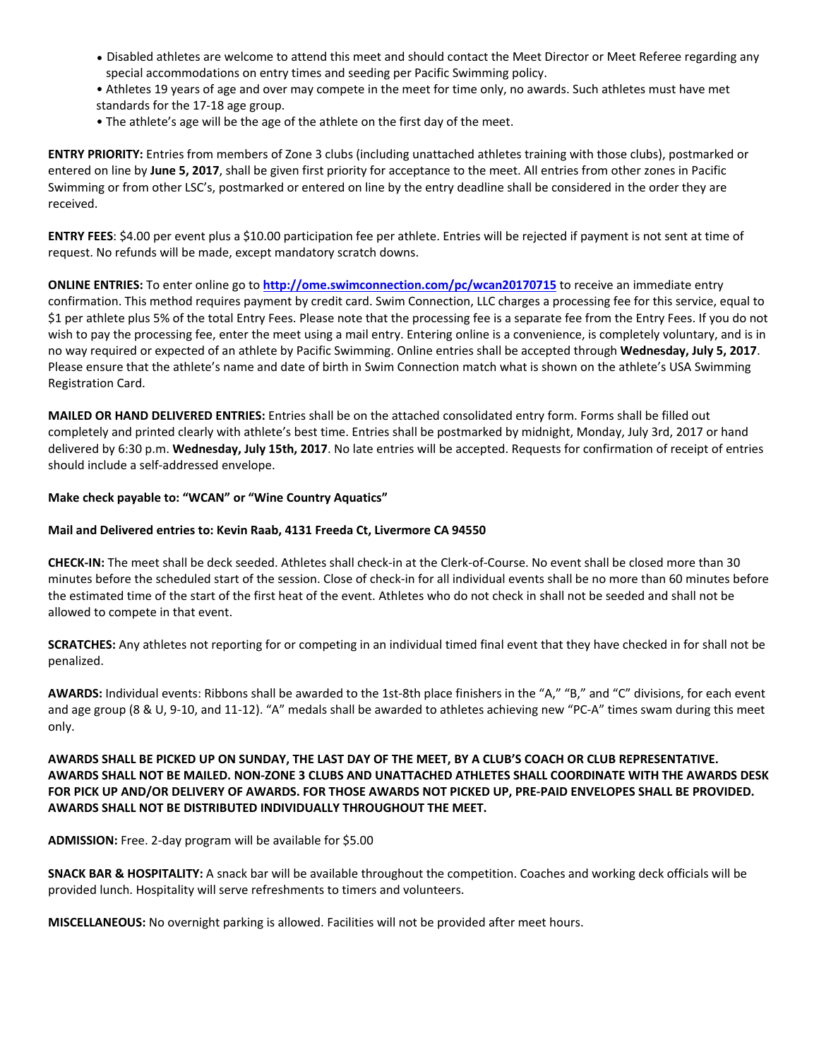- Disabled athletes are welcome to attend this meet and should contact the Meet Director or Meet Referee regarding any special accommodations on entry times and seeding per Pacific Swimming policy.
- Athletes 19 years of age and over may compete in the meet for time only, no awards. Such athletes must have met standards for the 17-18 age group.
- The athlete's age will be the age of the athlete on the first day of the meet.

**ENTRY PRIORITY:** Entries from members of Zone 3 clubs (including unattached athletes training with those clubs), postmarked or entered on line by **June 5, 2017**, shall be given first priority for acceptance to the meet. All entries from other zones in Pacific Swimming or from other LSC's, postmarked or entered on line by the entry deadline shall be considered in the order they are received.

**ENTRY FEES**: $4.00 per event plus a $10.00 participation fee per athlete. Entries will be rejected if payment is not sent at time of request. No refunds will be made, except mandatory scratch downs.

**ONLINE ENTRIES:** To enter online go to **http://ome.swimconnection.com/pc/wcan20170715** to receive an immediate entry confirmation. This method requires payment by credit card. Swim Connection, LLC charges a processing fee for this service, equal to $1 per athlete plus 5% of the total Entry Fees. Please note that the processing fee is a separate fee from the Entry Fees. If you do not wish to pay the processing fee, enter the meet using a mail entry. Entering online is a convenience, is completely voluntary, and is in no way required or expected of an athlete by Pacific Swimming. Online entries shall be accepted through **Wednesday, July 5, 2017**. Please ensure that the athlete's name and date of birth in Swim Connection match what is shown on the athlete's USA Swimming Registration Card.

**MAILED OR HAND DELIVERED ENTRIES:** Entries shall be on the attached consolidated entry form. Forms shall be filled out completely and printed clearly with athlete's best time. Entries shall be postmarked by midnight, Monday, July 3rd, 2017 or hand delivered by 6:30 p.m. **Wednesday, July 15th, 2017**. No late entries will be accepted. Requests for confirmation of receipt of entries should include a self-addressed envelope.

**Make check payable to: "WCAN" or "Wine Country Aquatics"**

**Mail and Delivered entries to: Kevin Raab, 4131 Freeda Ct, Livermore CA 94550**

**CHECK-IN:** The meet shall be deck seeded. Athletes shall check-in at the Clerk-of-Course. No event shall be closed more than 30 minutes before the scheduled start of the session. Close of check-in for all individual events shall be no more than 60 minutes before the estimated time of the start of the first heat of the event. Athletes who do not check in shall not be seeded and shall not be allowed to compete in that event.

**SCRATCHES:** Any athletes not reporting for or competing in an individual timed final event that they have checked in for shall not be penalized.

**AWARDS:** Individual events: Ribbons shall be awarded to the 1st-8th place finishers in the "A," "B," and "C" divisions, for each event and age group (8 & U, 9-10, and 11-12). "A" medals shall be awarded to athletes achieving new "PC-A" times swam during this meet only.

**AWARDS SHALL BE PICKED UP ON SUNDAY, THE LAST DAY OF THE MEET, BY A CLUB'S COACH OR CLUB REPRESENTATIVE. AWARDS SHALL NOT BE MAILED. NON-ZONE 3 CLUBS AND UNATTACHED ATHLETES SHALL COORDINATE WITH THE AWARDS DESK FOR PICK UP AND/OR DELIVERY OF AWARDS. FOR THOSE AWARDS NOT PICKED UP, PRE-PAID ENVELOPES SHALL BE PROVIDED. AWARDS SHALL NOT BE DISTRIBUTED INDIVIDUALLY THROUGHOUT THE MEET.**

**ADMISSION:** Free. 2-day program will be available for $5.00

**SNACK BAR & HOSPITALITY:** A snack bar will be available throughout the competition. Coaches and working deck officials will be provided lunch. Hospitality will serve refreshments to timers and volunteers.

**MISCELLANEOUS:** No overnight parking is allowed. Facilities will not be provided after meet hours.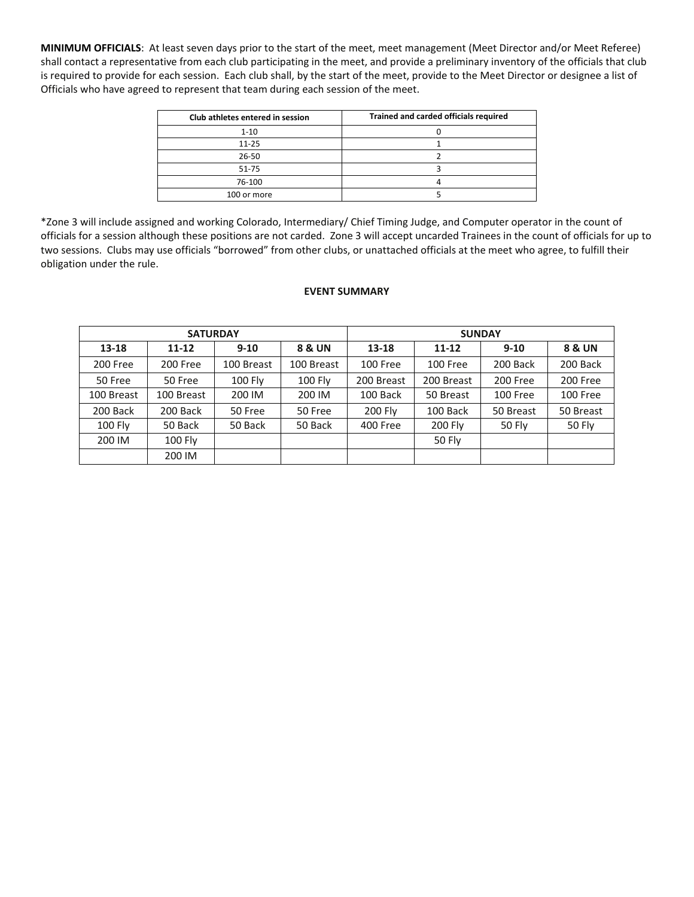**MINIMUM OFFICIALS**: At least seven days prior to the start of the meet, meet management (Meet Director and/or Meet Referee) shall contact a representative from each club participating in the meet, and provide a preliminary inventory of the officials that club is required to provide for each session. Each club shall, by the start of the meet, provide to the Meet Director or designee a list of Officials who have agreed to represent that team during each session of the meet.

| Club athletes entered in session | Trained and carded officials required |
|---|---|
| 1-10 | 0 |
| 11-25 | 1 |
| 26-50 | 2 |
| 51-75 | 3 |
| 76-100 | 4 |
| 100 or more | 5 |

*Zone 3 will include assigned and working Colorado, Intermediary/ Chief Timing Judge, and Computer operator in the count of officials for a session although these positions are not carded. Zone 3 will accept uncarded Trainees in the count of officials for up to two sessions. Clubs may use officials "borrowed" from other clubs, or unattached officials at the meet who agree, to fulfill their obligation under the rule.

**EVENT SUMMARY**

| SATURDAY | | | | SUNDAY | | | |
|---|---|---|---|---|---|---|---|
| **13-18** | **11-12** | **9-10** | **8 & UN** | **13-18** | **11-12** | **9-10** | **8 & UN** |
| 200 Free | 200 Free | 100 Breast | 100 Breast | 100 Free | 100 Free | 200 Back | 200 Back |
| 50 Free | 50 Free | 100 Fly | 100 Fly | 200 Breast | 200 Breast | 200 Free | 200 Free |
| 100 Breast | 100 Breast | 200 IM | 200 IM | 100 Back | 50 Breast | 100 Free | 100 Free |
| 200 Back | 200 Back | 50 Free | 50 Free | 200 Fly | 100 Back | 50 Breast | 50 Breast |
| 100 Fly | 50 Back | 50 Back | 50 Back | 400 Free | 200 Fly | 50 Fly | 50 Fly |
| 200 IM | 100 Fly | | | | 50 Fly | | |
| | 200 IM | | | | | | |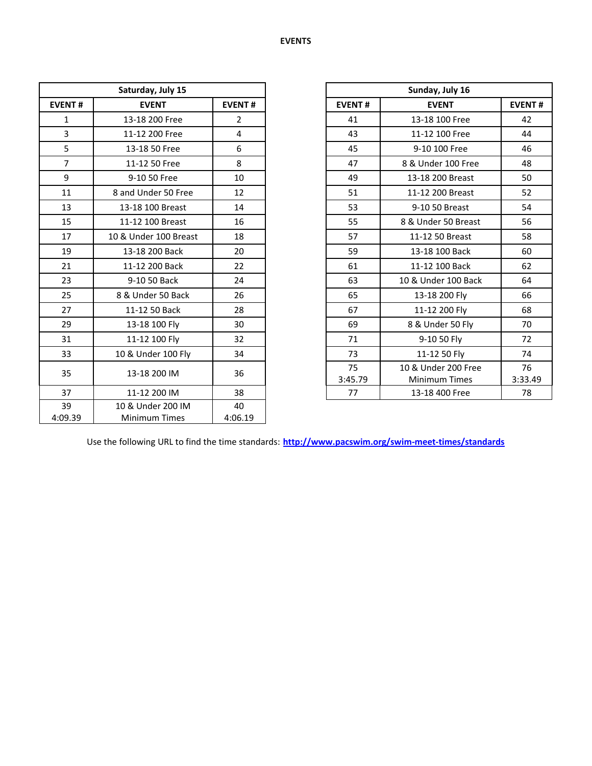# EVENTS

| Saturday, July 15 | | |
|---|---|---|
| **EVENT #** | **EVENT** | **EVENT #** |
| 1 | 13-18 200 Free | 2 |
| 3 | 11-12 200 Free | 4 |
| 5 | 13-18 50 Free | 6 |
| 7 | 11-12 50 Free | 8 |
| 9 | 9-10 50 Free | 10 |
| 11 | 8 and Under 50 Free | 12 |
| 13 | 13-18 100 Breast | 14 |
| 15 | 11-12 100 Breast | 16 |
| 17 | 10 & Under 100 Breast | 18 |
| 19 | 13-18 200 Back | 20 |
| 21 | 11-12 200 Back | 22 |
| 23 | 9-10 50 Back | 24 |
| 25 | 8 & Under 50 Back | 26 |
| 27 | 11-12 50 Back | 28 |
| 29 | 13-18 100 Fly | 30 |
| 31 | 11-12 100 Fly | 32 |
| 33 | 10 & Under 100 Fly | 34 |
| 35 | 13-18 200 IM | 36 |
| 37 | 11-12 200 IM | 38 |
| 39 4:09.39 | 10 & Under 200 IM Minimum Times | 40 4:06.19 |

| Sunday, July 16 | | |
|---|---|---|
| **EVENT #** | **EVENT** | **EVENT #** |
| 41 | 13-18 100 Free | 42 |
| 43 | 11-12 100 Free | 44 |
| 45 | 9-10 100 Free | 46 |
| 47 | 8 & Under 100 Free | 48 |
| 49 | 13-18 200 Breast | 50 |
| 51 | 11-12 200 Breast | 52 |
| 53 | 9-10 50 Breast | 54 |
| 55 | 8 & Under 50 Breast | 56 |
| 57 | 11-12 50 Breast | 58 |
| 59 | 13-18 100 Back | 60 |
| 61 | 11-12 100 Back | 62 |
| 63 | 10 & Under 100 Back | 64 |
| 65 | 13-18 200 Fly | 66 |
| 67 | 11-12 200 Fly | 68 |
| 69 | 8 & Under 50 Fly | 70 |
| 71 | 9-10 50 Fly | 72 |
| 73 | 11-12 50 Fly | 74 |
| 75 3:45.79 | 10 & Under 200 Free Minimum Times | 76 3:33.49 |
| 77 | 13-18 400 Free | 78 |

Use the following URL to find the time standards: **http://www.pacswim.org/swim-meet-times/standards**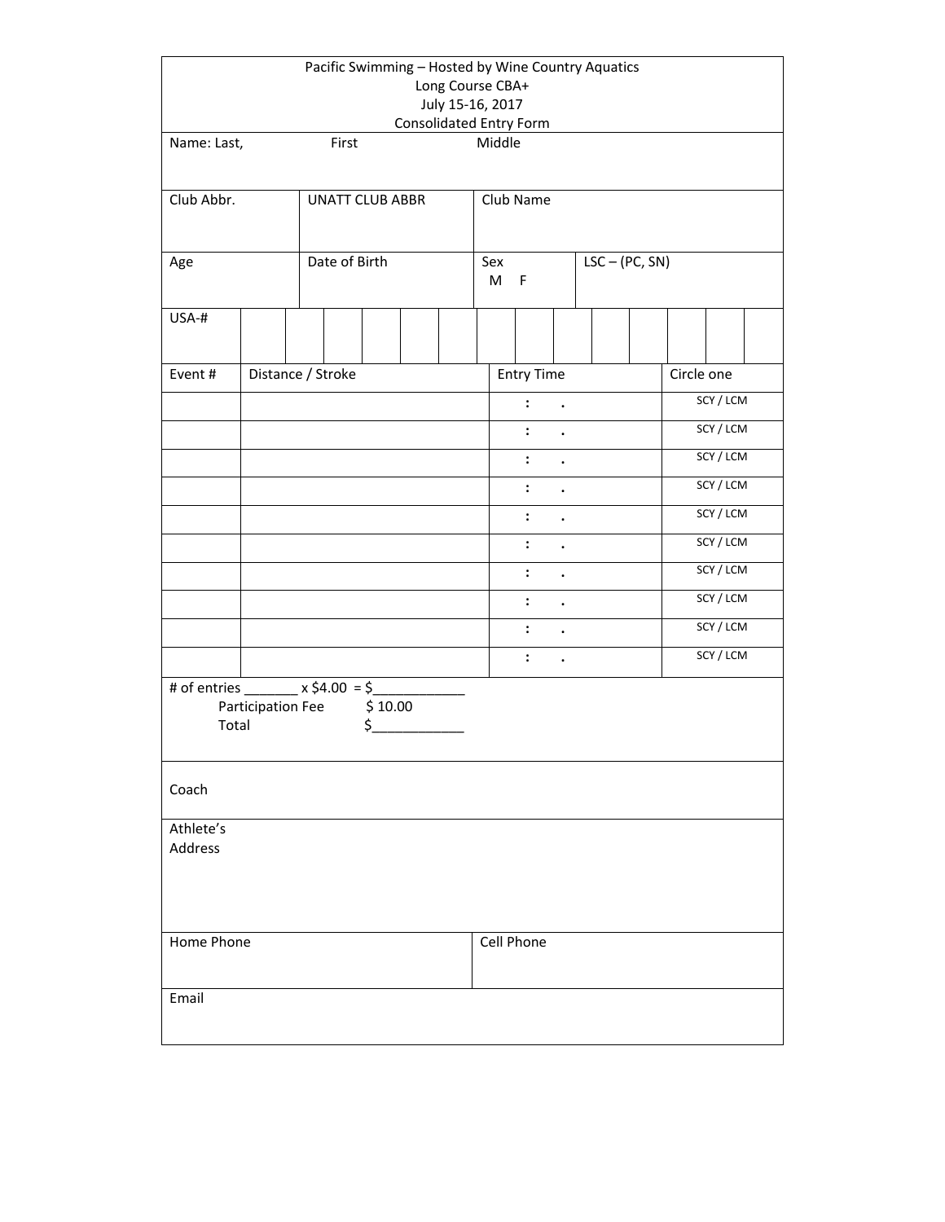Pacific Swimming – Hosted by Wine Country Aquatics
Long Course CBA+
July 15-16, 2017
Consolidated Entry Form

| Name: Last, | First | Middle | |
|---|---|---|---|
| Club Abbr. | UNATT CLUB ABBR | Club Name | |
| Age | Date of Birth | Sex<br>M F | LSC – (PC, SN) |

| USA-# | | | | | | | | | | | | | | |
|---|---|---|---|---|---|---|---|---|---|---|---|---|---|---|

| Event # | Distance / Stroke | Entry Time | Circle one |
|---|---|---|---|
| | | : . | SCY / LCM |
| | | : . | SCY / LCM |
| | | : . | SCY / LCM |
| | | : . | SCY / LCM |
| | | : . | SCY / LCM |
| | | : . | SCY / LCM |
| | | : . | SCY / LCM |
| | | : . | SCY / LCM |
| | | : . | SCY / LCM |
| | | : . | SCY / LCM |

# of entries _______ x $4.00 = $____________
Participation Fee $ 10.00
Total $____________

Coach

Athlete's
Address

| Home Phone | Cell Phone |
|---|---|

Email